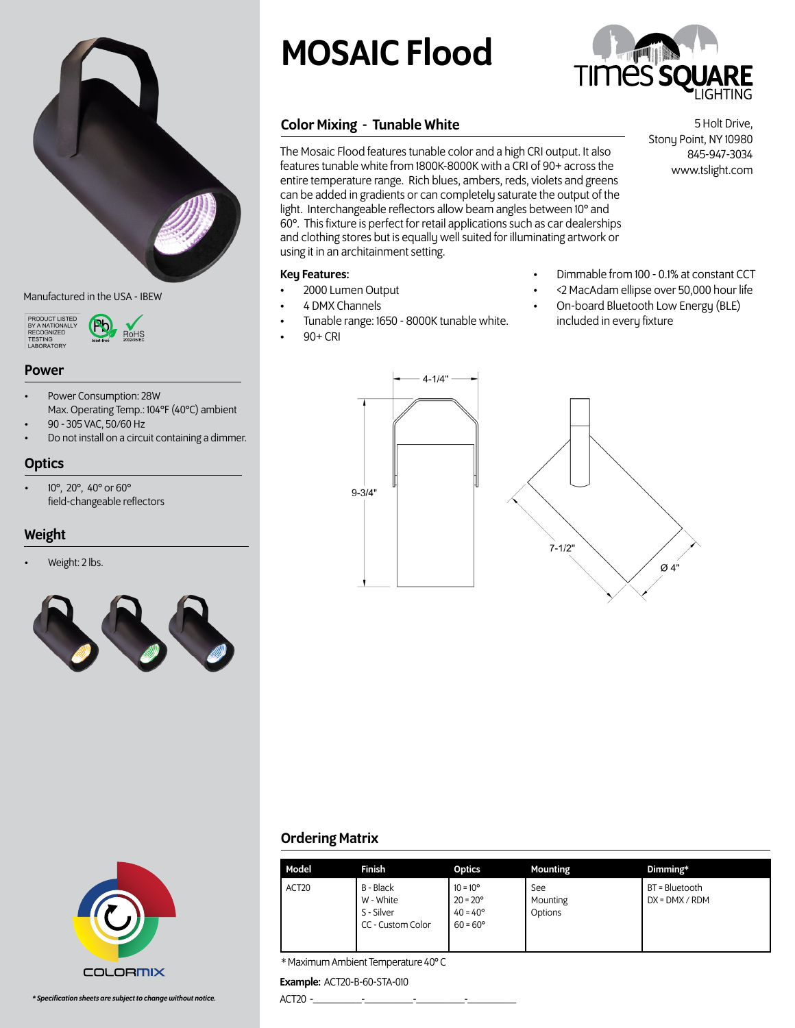# MOSAIC Flood

Times Square Lighting

5 Holt Drive,
Stony Point, NY 10980
845-947-3034
www.tslight.com

## Color Mixing - Tunable White

The Mosaic Flood features tunable color and a high CRI output. It also features tunable white from 1800K-8000K with a CRI of 90+ across the entire temperature range. Rich blues, ambers, reds, violets and greens can be added in gradients or can completely saturate the output of the light. Interchangeable reflectors allow beam angles between 10° and 60°. This fixture is perfect for retail applications such as car dealerships and clothing stores but is equally well suited for illuminating artwork or using it in an architainment setting.

### Key Features:

- 2000 Lumen Output
- 4 DMX Channels
- Tunable range: 1650 - 8000K tunable white.
- 90+ CRI
- Dimmable from 100 - 0.1% at constant CCT
- <2 MacAdam ellipse over 50,000 hour life
- On-board Bluetooth Low Energy (BLE) included in every fixture

4-1/4"

9-3/4"

7-1/2"

Ø 4"

Manufactured in the USA - IBEW

PRODUCT LISTED BY A NATIONALLY RECOGNIZED TESTING LABORATORY

Pb lead-free

RoHS 2002/95/EC

## Power

- Power Consumption: 28W
  Max. Operating Temp.: 104°F (40°C) ambient
- 90 - 305 VAC, 50/60 Hz
- Do not install on a circuit containing a dimmer.

## Optics

- 10°, 20°, 40° or 60°
  field-changeable reflectors

## Weight

- Weight: 2 lbs.

COLORMIX

## Ordering Matrix

| Model | Finish | Optics | Mounting | Dimming* |
|---|---|---|---|---|
| ACT20 | B - Black<br>W - White<br>S - Silver<br>CC - Custom Color | 10 = 10°<br>20 = 20°<br>40 = 40°<br>60 = 60° | See Mounting Options | BT = Bluetooth<br>DX = DMX / RDM |

\* Maximum Ambient Temperature 40° C

**Example:** ACT20-B-60-STA-010

ACT20 -\_\_\_\_\_\_\_\_\_-\_\_\_\_\_\_\_\_\_-\_\_\_\_\_\_\_\_\_-\_\_\_\_\_\_\_\_\_

*\* Specification sheets are subject to change without notice.*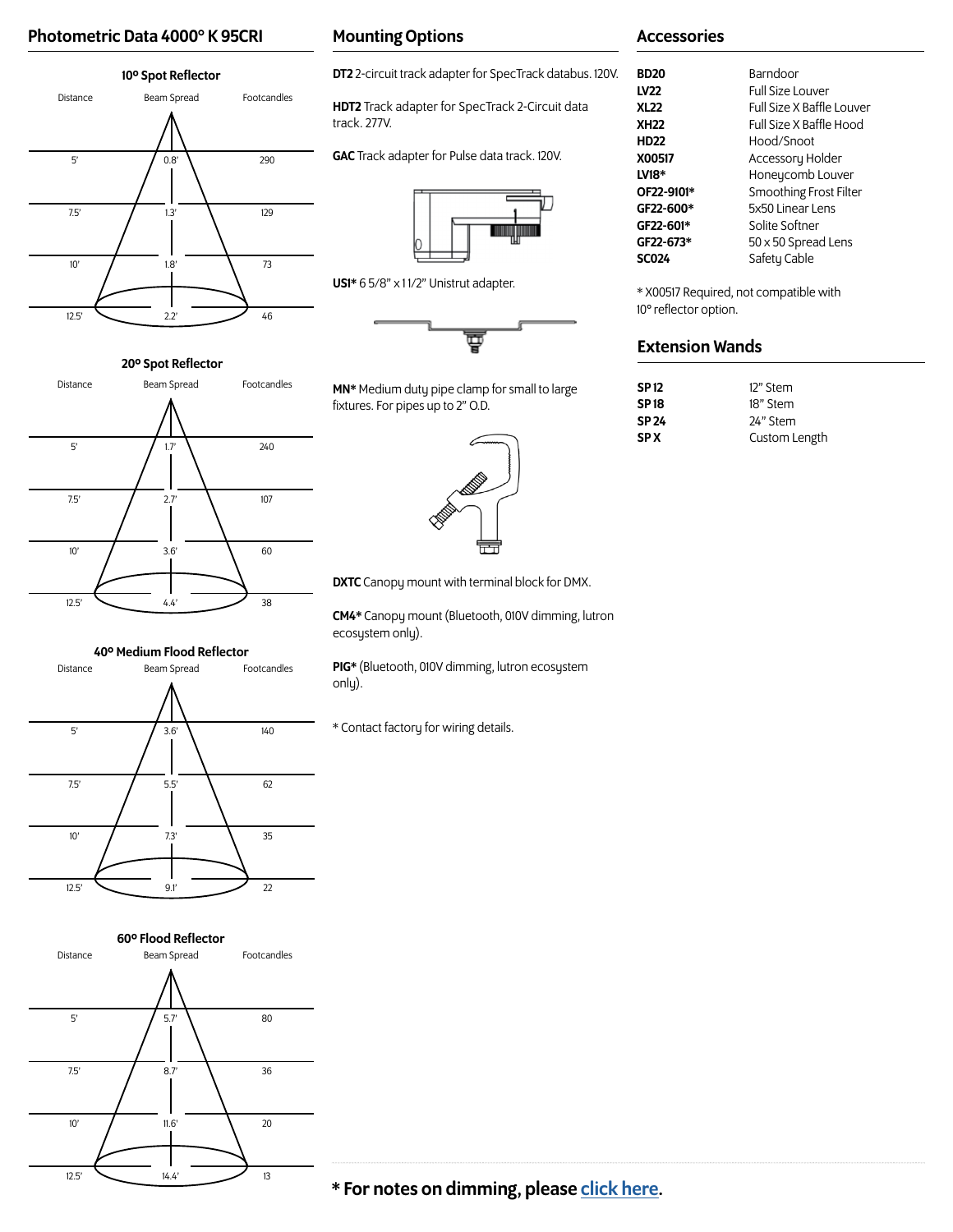## Photometric Data 4000° K 95CRI

### 10º Spot Reflector

Distance
Beam Spread
Footcandles

5' 0.8' 290
7.5' 1.3' 129
10' 1.8' 73
12.5' 2.2' 46

### 20º Spot Reflector

Distance
Beam Spread
Footcandles

5' 1.7' 240
7.5' 2.7' 107
10' 3.6' 60
12.5' 4.4' 38

### 40º Medium Flood Reflector

Distance
Beam Spread
Footcandles

5' 3.6' 140
7.5' 5.5' 62
10' 7.3' 35
12.5' 9.1' 22

### 60º Flood Reflector

Distance
Beam Spread
Footcandles

5' 5.7' 80
7.5' 8.7' 36
10' 11.6' 20
12.5' 14.4' 13

## Mounting Options

**DT2** 2-circuit track adapter for SpecTrack databus. 120V.

**HDT2** Track adapter for SpecTrack 2-Circuit data track. 277V.

**GAC** Track adapter for Pulse data track. 120V.

**USI*** 6 5/8" x 1 1/2" Unistrut adapter.

**MN*** Medium duty pipe clamp for small to large fixtures. For pipes up to 2" O.D.

**DXTC** Canopy mount with terminal block for DMX.

**CM4*** Canopy mount (Bluetooth, 010V dimming, lutron ecosystem only).

**PIG*** (Bluetooth, 010V dimming, lutron ecosystem only).

* Contact factory for wiring details.

## Accessories

| | |
|---|---|
| **BD20** | Barndoor |
| **LV22** | Full Size Louver |
| **XL22** | Full Size X Baffle Louver |
| **XH22** | Full Size X Baffle Hood |
| **HD22** | Hood/Snoot |
| **X00517** | Accessory Holder |
| **LV18*** | Honeycomb Louver |
| **OF22-9101*** | Smoothing Frost Filter |
| **GF22-600*** | 5x50 Linear Lens |
| **GF22-601*** | Solite Softner |
| **GF22-673*** | 50 x 50 Spread Lens |
| **SC024** | Safety Cable |

* X00517 Required, not compatible with 10° reflector option.

## Extension Wands

| | |
|---|---|
| **SP 12** | 12" Stem |
| **SP 18** | 18" Stem |
| **SP 24** | 24" Stem |
| **SP X** | Custom Length |

**\* For notes on dimming, please click here.**